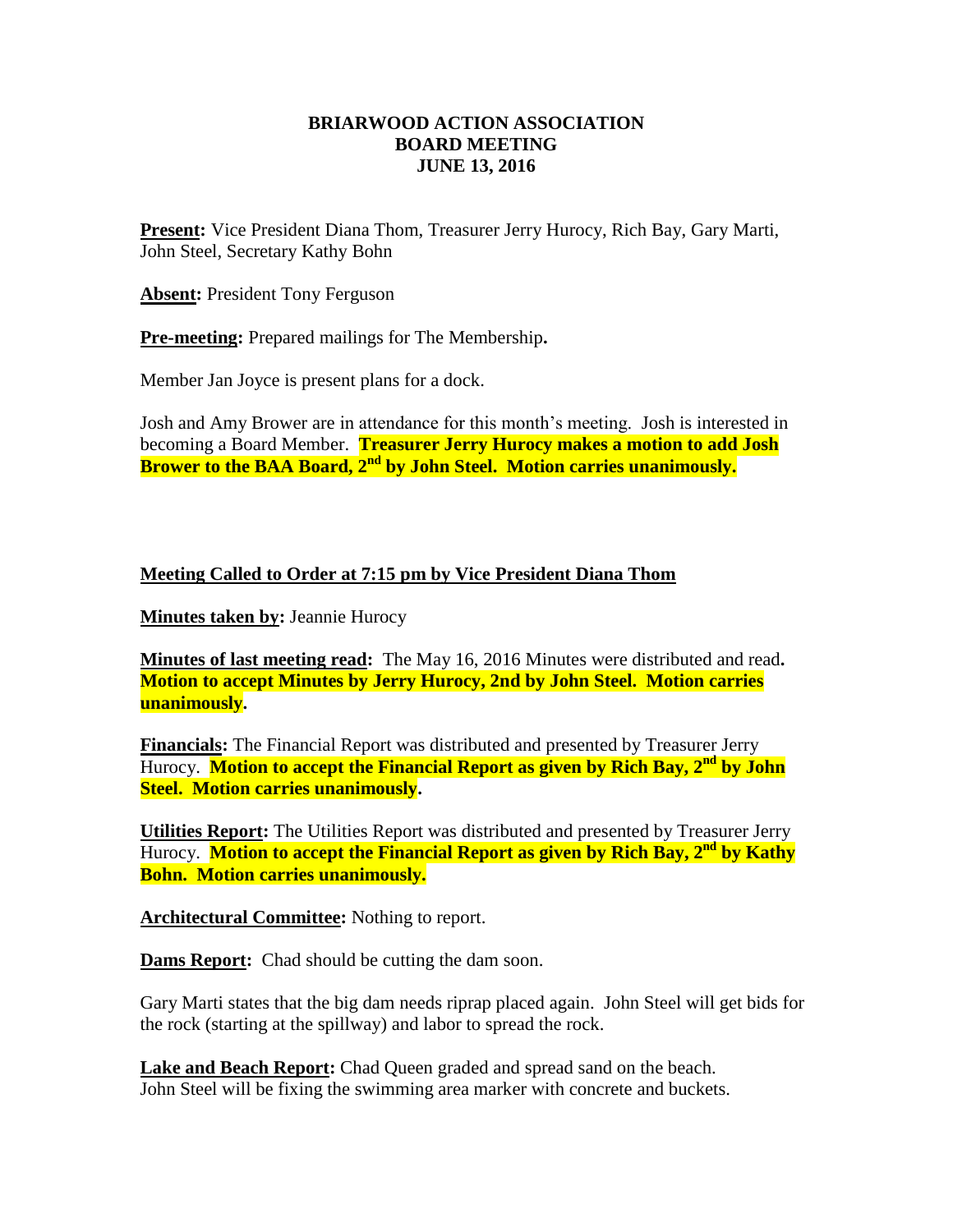# BRIARWOOD ACTION ASSOCIATION
## BOARD MEETING
## JUNE 13, 2016

**Present:** Vice President Diana Thom, Treasurer Jerry Hurocy, Rich Bay, Gary Marti, John Steel, Secretary Kathy Bohn

**Absent:** President Tony Ferguson

**Pre-meeting:** Prepared mailings for The Membership**.**

Member Jan Joyce is present plans for a dock.

Josh and Amy Brower are in attendance for this month's meeting. Josh is interested in becoming a Board Member. **Treasurer Jerry Hurocy makes a motion to add Josh Brower to the BAA Board, 2nd by John Steel. Motion carries unanimously.**

**Meeting Called to Order at 7:15 pm by Vice President Diana Thom**

**Minutes taken by:** Jeannie Hurocy

**Minutes of last meeting read:** The May 16, 2016 Minutes were distributed and read**.** **Motion to accept Minutes by Jerry Hurocy, 2nd by John Steel. Motion carries unanimously.**

**Financials:** The Financial Report was distributed and presented by Treasurer Jerry Hurocy. **Motion to accept the Financial Report as given by Rich Bay, 2nd by John Steel. Motion carries unanimously.**

**Utilities Report:** The Utilities Report was distributed and presented by Treasurer Jerry Hurocy. **Motion to accept the Financial Report as given by Rich Bay, 2nd by Kathy Bohn. Motion carries unanimously.**

**Architectural Committee:** Nothing to report.

**Dams Report:** Chad should be cutting the dam soon.

Gary Marti states that the big dam needs riprap placed again. John Steel will get bids for the rock (starting at the spillway) and labor to spread the rock.

**Lake and Beach Report:** Chad Queen graded and spread sand on the beach.
John Steel will be fixing the swimming area marker with concrete and buckets.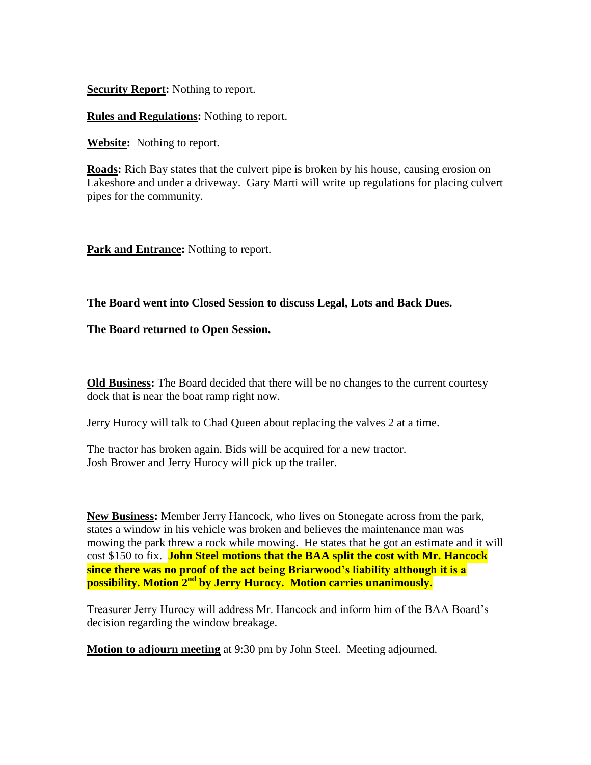**Security Report:** Nothing to report.

**Rules and Regulations:** Nothing to report.

**Website:** Nothing to report.

**Roads:** Rich Bay states that the culvert pipe is broken by his house, causing erosion on Lakeshore and under a driveway. Gary Marti will write up regulations for placing culvert pipes for the community.

**Park and Entrance:** Nothing to report.

**The Board went into Closed Session to discuss Legal, Lots and Back Dues.**

**The Board returned to Open Session.**

**Old Business:** The Board decided that there will be no changes to the current courtesy dock that is near the boat ramp right now.

Jerry Hurocy will talk to Chad Queen about replacing the valves 2 at a time.

The tractor has broken again. Bids will be acquired for a new tractor.
Josh Brower and Jerry Hurocy will pick up the trailer.

**New Business:** Member Jerry Hancock, who lives on Stonegate across from the park, states a window in his vehicle was broken and believes the maintenance man was mowing the park threw a rock while mowing. He states that he got an estimate and it will cost $150 to fix. **John Steel motions that the BAA split the cost with Mr. Hancock since there was no proof of the act being Briarwood's liability although it is a possibility. Motion 2nd by Jerry Hurocy. Motion carries unanimously.**

Treasurer Jerry Hurocy will address Mr. Hancock and inform him of the BAA Board's decision regarding the window breakage.

**Motion to adjourn meeting** at 9:30 pm by John Steel. Meeting adjourned.